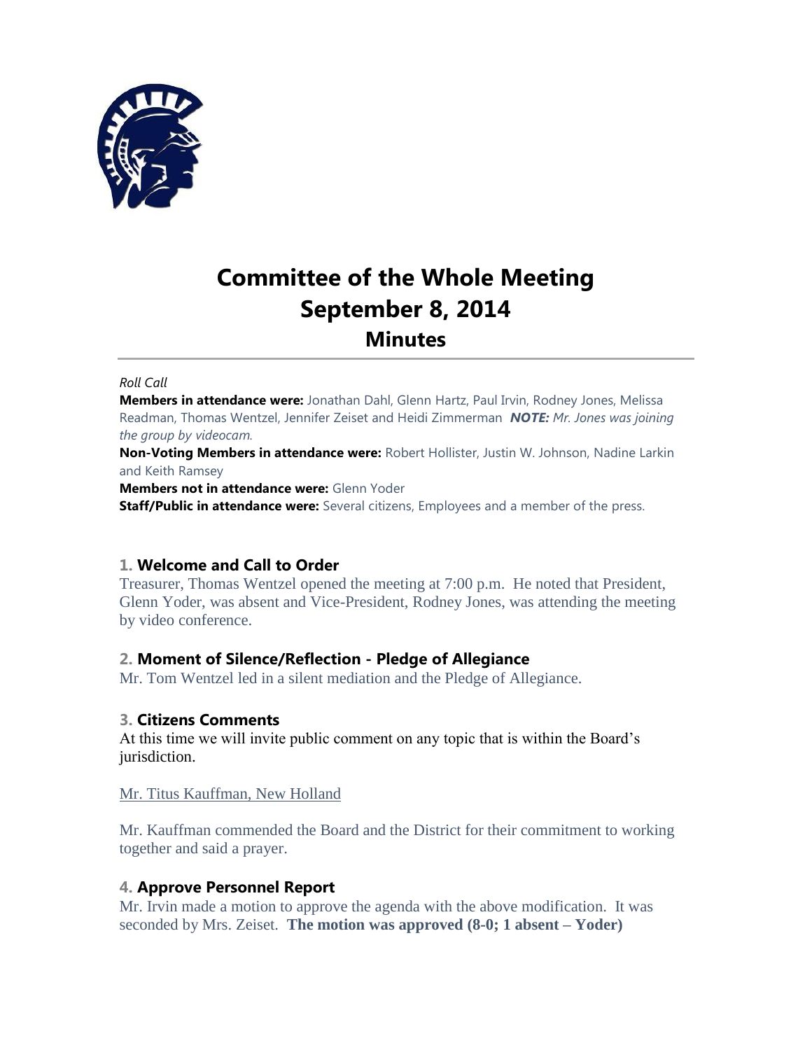# Committee of the Whole Meeting
# September 8, 2014
## Minutes

*Roll Call*

**Members in attendance were:** Jonathan Dahl, Glenn Hartz, Paul Irvin, Rodney Jones, Melissa Readman, Thomas Wentzel, Jennifer Zeiset and Heidi Zimmerman ***NOTE:*** *Mr. Jones was joining the group by videocam.*

**Non-Voting Members in attendance were:** Robert Hollister, Justin W. Johnson, Nadine Larkin and Keith Ramsey

**Members not in attendance were:** Glenn Yoder

**Staff/Public in attendance were:** Several citizens, Employees and a member of the press.

### 1. Welcome and Call to Order

Treasurer, Thomas Wentzel opened the meeting at 7:00 p.m. He noted that President, Glenn Yoder, was absent and Vice-President, Rodney Jones, was attending the meeting by video conference.

### 2. Moment of Silence/Reflection - Pledge of Allegiance

Mr. Tom Wentzel led in a silent mediation and the Pledge of Allegiance.

### 3. Citizens Comments

At this time we will invite public comment on any topic that is within the Board's jurisdiction.

Mr. Titus Kauffman, New Holland

Mr. Kauffman commended the Board and the District for their commitment to working together and said a prayer.

### 4. Approve Personnel Report

Mr. Irvin made a motion to approve the agenda with the above modification. It was seconded by Mrs. Zeiset. **The motion was approved (8-0; 1 absent – Yoder)**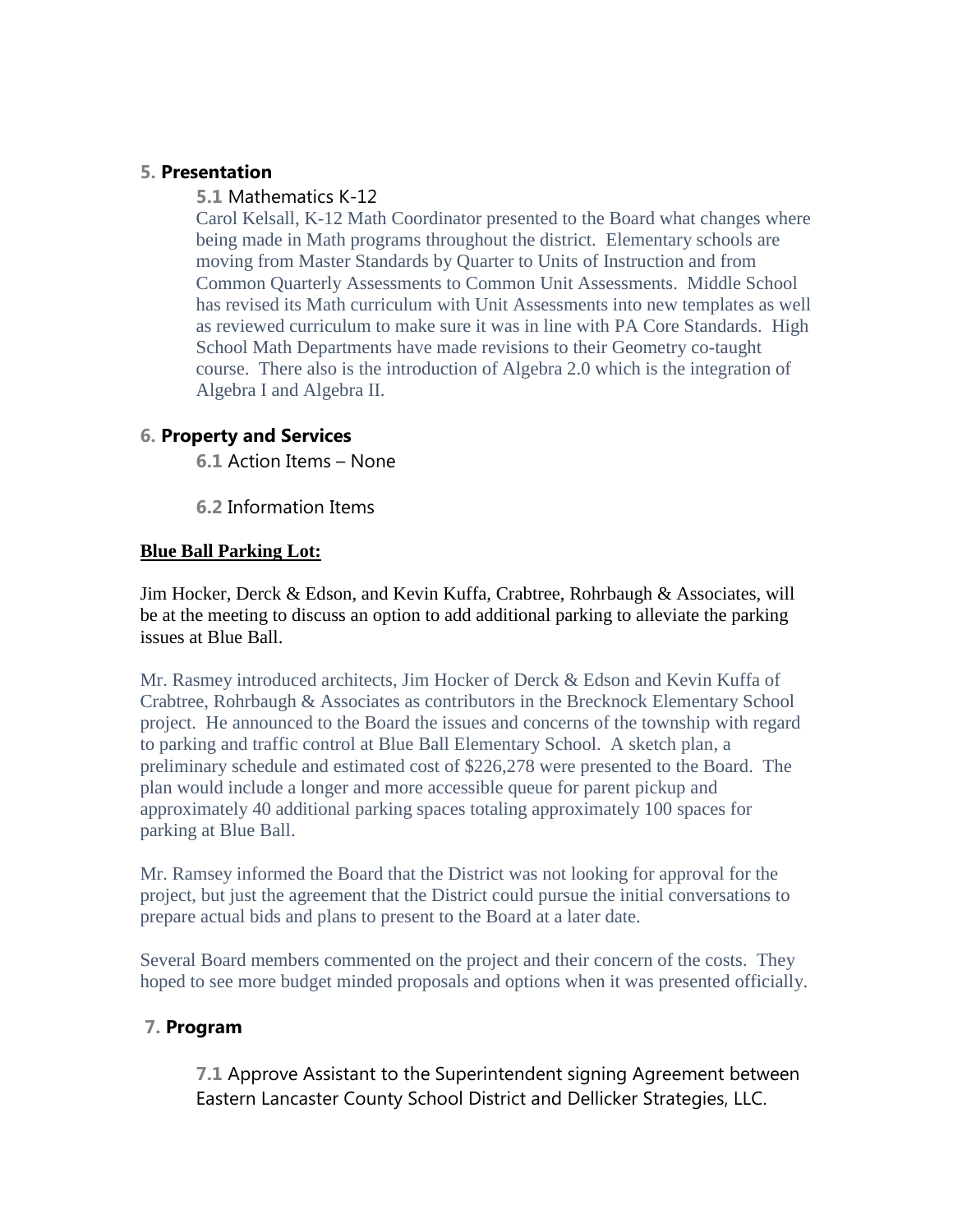## 5. Presentation

### 5.1 Mathematics K-12

Carol Kelsall, K-12 Math Coordinator presented to the Board what changes where being made in Math programs throughout the district. Elementary schools are moving from Master Standards by Quarter to Units of Instruction and from Common Quarterly Assessments to Common Unit Assessments. Middle School has revised its Math curriculum with Unit Assessments into new templates as well as reviewed curriculum to make sure it was in line with PA Core Standards. High School Math Departments have made revisions to their Geometry co-taught course. There also is the introduction of Algebra 2.0 which is the integration of Algebra I and Algebra II.

## 6. Property and Services

### 6.1 Action Items – None

### 6.2 Information Items

**Blue Ball Parking Lot:**

Jim Hocker, Derck & Edson, and Kevin Kuffa, Crabtree, Rohrbaugh & Associates, will be at the meeting to discuss an option to add additional parking to alleviate the parking issues at Blue Ball.

Mr. Rasmey introduced architects, Jim Hocker of Derck & Edson and Kevin Kuffa of Crabtree, Rohrbaugh & Associates as contributors in the Brecknock Elementary School project. He announced to the Board the issues and concerns of the township with regard to parking and traffic control at Blue Ball Elementary School. A sketch plan, a preliminary schedule and estimated cost of $226,278 were presented to the Board. The plan would include a longer and more accessible queue for parent pickup and approximately 40 additional parking spaces totaling approximately 100 spaces for parking at Blue Ball.

Mr. Ramsey informed the Board that the District was not looking for approval for the project, but just the agreement that the District could pursue the initial conversations to prepare actual bids and plans to present to the Board at a later date.

Several Board members commented on the project and their concern of the costs. They hoped to see more budget minded proposals and options when it was presented officially.

## 7. Program

### 7.1 Approve Assistant to the Superintendent signing Agreement between Eastern Lancaster County School District and Dellicker Strategies, LLC.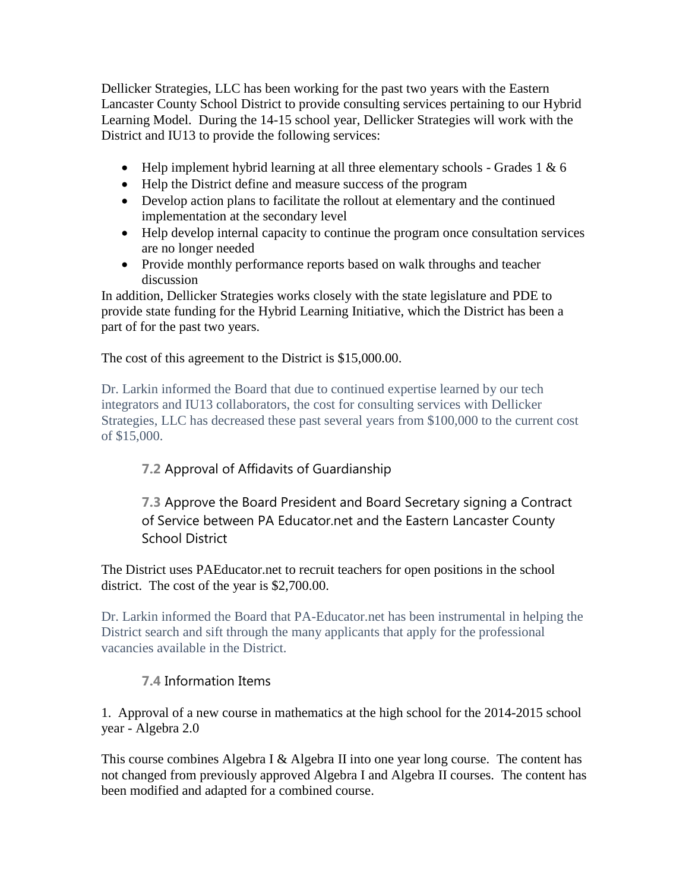Dellicker Strategies, LLC has been working for the past two years with the Eastern Lancaster County School District to provide consulting services pertaining to our Hybrid Learning Model. During the 14-15 school year, Dellicker Strategies will work with the District and IU13 to provide the following services:

- Help implement hybrid learning at all three elementary schools - Grades 1 & 6
- Help the District define and measure success of the program
- Develop action plans to facilitate the rollout at elementary and the continued implementation at the secondary level
- Help develop internal capacity to continue the program once consultation services are no longer needed
- Provide monthly performance reports based on walk throughs and teacher discussion

In addition, Dellicker Strategies works closely with the state legislature and PDE to provide state funding for the Hybrid Learning Initiative, which the District has been a part of for the past two years.

The cost of this agreement to the District is $15,000.00.

Dr. Larkin informed the Board that due to continued expertise learned by our tech integrators and IU13 collaborators, the cost for consulting services with Dellicker Strategies, LLC has decreased these past several years from $100,000 to the current cost of $15,000.

### 7.2 Approval of Affidavits of Guardianship

### 7.3 Approve the Board President and Board Secretary signing a Contract of Service between PA Educator.net and the Eastern Lancaster County School District

The District uses PAEducator.net to recruit teachers for open positions in the school district. The cost of the year is $2,700.00.

Dr. Larkin informed the Board that PA-Educator.net has been instrumental in helping the District search and sift through the many applicants that apply for the professional vacancies available in the District.

### 7.4 Information Items

1. Approval of a new course in mathematics at the high school for the 2014-2015 school year - Algebra 2.0

This course combines Algebra I & Algebra II into one year long course. The content has not changed from previously approved Algebra I and Algebra II courses. The content has been modified and adapted for a combined course.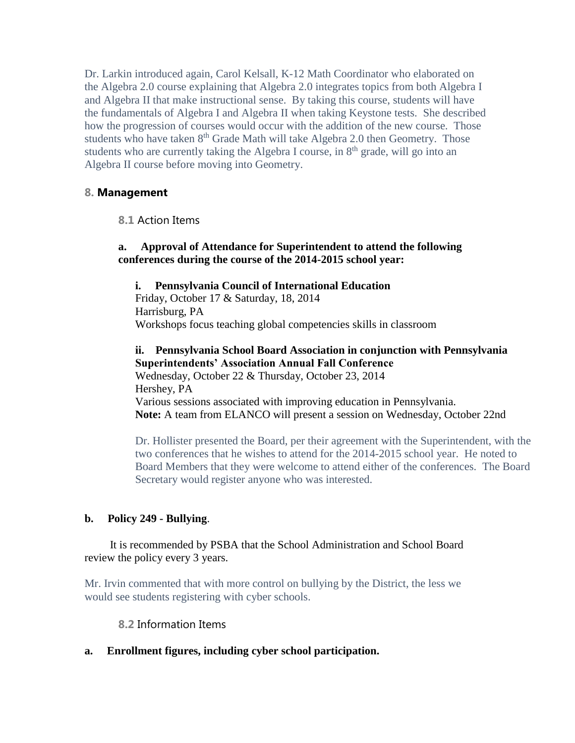Dr. Larkin introduced again, Carol Kelsall, K-12 Math Coordinator who elaborated on the Algebra 2.0 course explaining that Algebra 2.0 integrates topics from both Algebra I and Algebra II that make instructional sense. By taking this course, students will have the fundamentals of Algebra I and Algebra II when taking Keystone tests. She described how the progression of courses would occur with the addition of the new course. Those students who have taken 8th Grade Math will take Algebra 2.0 then Geometry. Those students who are currently taking the Algebra I course, in 8th grade, will go into an Algebra II course before moving into Geometry.

## 8. Management

### 8.1 Action Items

**a. Approval of Attendance for Superintendent to attend the following conferences during the course of the 2014-2015 school year:**

**i. Pennsylvania Council of International Education**
Friday, October 17 & Saturday, 18, 2014
Harrisburg, PA
Workshops focus teaching global competencies skills in classroom

**ii. Pennsylvania School Board Association in conjunction with Pennsylvania Superintendents' Association Annual Fall Conference**
Wednesday, October 22 & Thursday, October 23, 2014
Hershey, PA
Various sessions associated with improving education in Pennsylvania.
**Note:** A team from ELANCO will present a session on Wednesday, October 22nd

Dr. Hollister presented the Board, per their agreement with the Superintendent, with the two conferences that he wishes to attend for the 2014-2015 school year. He noted to Board Members that they were welcome to attend either of the conferences. The Board Secretary would register anyone who was interested.

**b. Policy 249 - Bullying**.

It is recommended by PSBA that the School Administration and School Board review the policy every 3 years.

Mr. Irvin commented that with more control on bullying by the District, the less we would see students registering with cyber schools.

### 8.2 Information Items

**a. Enrollment figures, including cyber school participation.**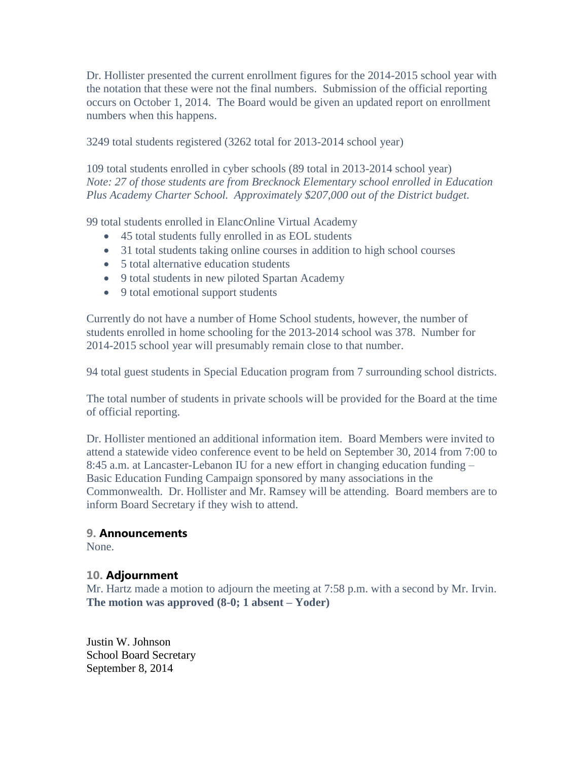Dr. Hollister presented the current enrollment figures for the 2014-2015 school year with the notation that these were not the final numbers. Submission of the official reporting occurs on October 1, 2014. The Board would be given an updated report on enrollment numbers when this happens.

3249 total students registered (3262 total for 2013-2014 school year)

109 total students enrolled in cyber schools (89 total in 2013-2014 school year)
*Note: 27 of those students are from Brecknock Elementary school enrolled in Education Plus Academy Charter School. Approximately $207,000 out of the District budget.*

99 total students enrolled in Elanc*O*nline Virtual Academy

- 45 total students fully enrolled in as EOL students
- 31 total students taking online courses in addition to high school courses
- 5 total alternative education students
- 9 total students in new piloted Spartan Academy
- 9 total emotional support students

Currently do not have a number of Home School students, however, the number of students enrolled in home schooling for the 2013-2014 school was 378. Number for 2014-2015 school year will presumably remain close to that number.

94 total guest students in Special Education program from 7 surrounding school districts.

The total number of students in private schools will be provided for the Board at the time of official reporting.

Dr. Hollister mentioned an additional information item. Board Members were invited to attend a statewide video conference event to be held on September 30, 2014 from 7:00 to 8:45 a.m. at Lancaster-Lebanon IU for a new effort in changing education funding – Basic Education Funding Campaign sponsored by many associations in the Commonwealth. Dr. Hollister and Mr. Ramsey will be attending. Board members are to inform Board Secretary if they wish to attend.

### 9. Announcements

None.

### 10. Adjournment

Mr. Hartz made a motion to adjourn the meeting at 7:58 p.m. with a second by Mr. Irvin.
**The motion was approved (8-0; 1 absent – Yoder)**

Justin W. Johnson
School Board Secretary
September 8, 2014